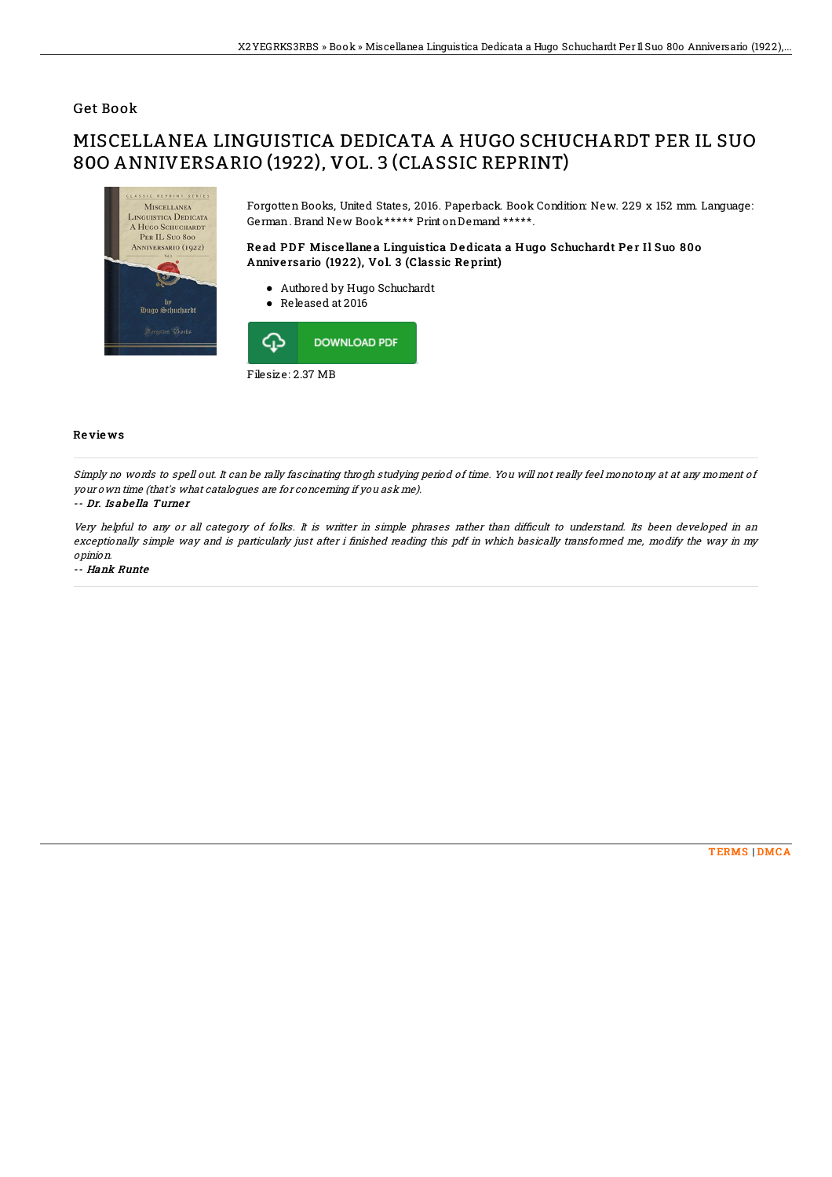## Get Book

# MISCELLANEA LINGUISTICA DEDICATA A HUGO SCHUCHARDT PER IL SUO 80O ANNIVERSARIO (1922), VOL. 3 (CLASSIC REPRINT)

Forgotten Books, United States, 2016. Paperback. Book Condition: New. 229 x 152 mm. Language: German. Brand New Book ***** Print on Demand *****.

### Read PDF Miscellanea Linguistica Dedicata a Hugo Schuchardt Per Il Suo 80o Anniversario (1922), Vol. 3 (Classic Reprint)

- Authored by Hugo Schuchardt
- Released at 2016

DOWNLOAD PDF

Filesize: 2.37 MB

### Reviews

*Simply no words to spell out. It can be rally fascinating throgh studying period of time. You will not really feel monotony at at any moment of your own time (that's what catalogues are for concerning if you ask me).*

-- ***Dr. Isabella Turner***

*Very helpful to any or all category of folks. It is writter in simple phrases rather than difficult to understand. Its been developed in an exceptionally simple way and is particularly just after i finished reading this pdf in which basically transformed me, modify the way in my opinion.*

-- ***Hank Runte***

TERMS | DMCA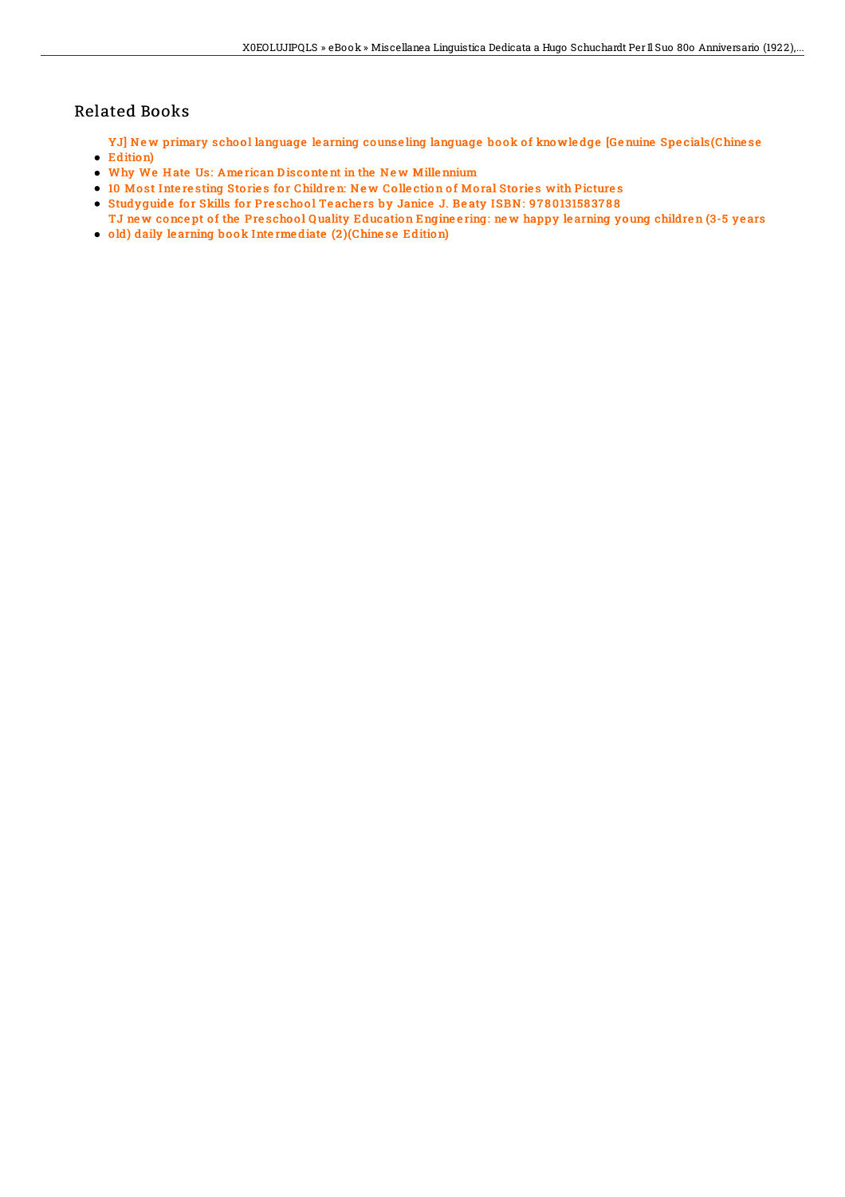## Related Books

- YJ] New primary school language learning counseling language book of knowledge [Genuine Specials(Chinese Edition)
- Why We Hate Us: American Discontent in the New Millennium
- 10 Most Interesting Stories for Children: New Collection of Moral Stories with Pictures
- Studyguide for Skills for Preschool Teachers by Janice J. Beaty ISBN: 9780131583788
- TJ new concept of the Preschool Quality Education Engineering: new happy learning young children (3-5 years old) daily learning book Intermediate (2)(Chinese Edition)